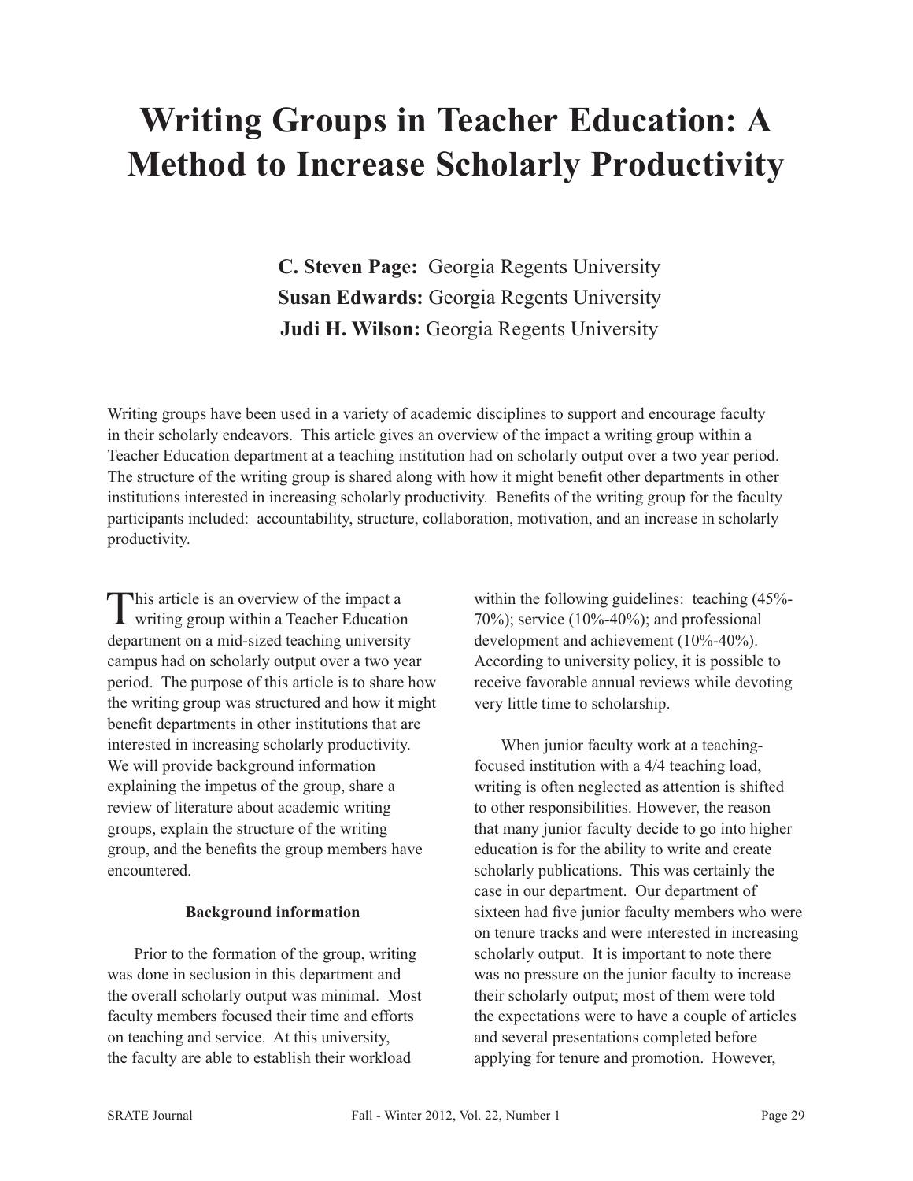# Writing Groups in Teacher Education: A Method to Increase Scholarly Productivity

**C. Steven Page:** Georgia Regents University
**Susan Edwards:** Georgia Regents University
**Judi H. Wilson:** Georgia Regents University

Writing groups have been used in a variety of academic disciplines to support and encourage faculty in their scholarly endeavors. This article gives an overview of the impact a writing group within a Teacher Education department at a teaching institution had on scholarly output over a two year period. The structure of the writing group is shared along with how it might benefit other departments in other institutions interested in increasing scholarly productivity. Benefits of the writing group for the faculty participants included: accountability, structure, collaboration, motivation, and an increase in scholarly productivity.

This article is an overview of the impact a writing group within a Teacher Education department on a mid-sized teaching university campus had on scholarly output over a two year period. The purpose of this article is to share how the writing group was structured and how it might benefit departments in other institutions that are interested in increasing scholarly productivity. We will provide background information explaining the impetus of the group, share a review of literature about academic writing groups, explain the structure of the writing group, and the benefits the group members have encountered.

### Background information

Prior to the formation of the group, writing was done in seclusion in this department and the overall scholarly output was minimal. Most faculty members focused their time and efforts on teaching and service. At this university, the faculty are able to establish their workload within the following guidelines: teaching (45%-70%); service (10%-40%); and professional development and achievement (10%-40%). According to university policy, it is possible to receive favorable annual reviews while devoting very little time to scholarship.

When junior faculty work at a teaching-focused institution with a 4/4 teaching load, writing is often neglected as attention is shifted to other responsibilities. However, the reason that many junior faculty decide to go into higher education is for the ability to write and create scholarly publications. This was certainly the case in our department. Our department of sixteen had five junior faculty members who were on tenure tracks and were interested in increasing scholarly output. It is important to note there was no pressure on the junior faculty to increase their scholarly output; most of them were told the expectations were to have a couple of articles and several presentations completed before applying for tenure and promotion. However,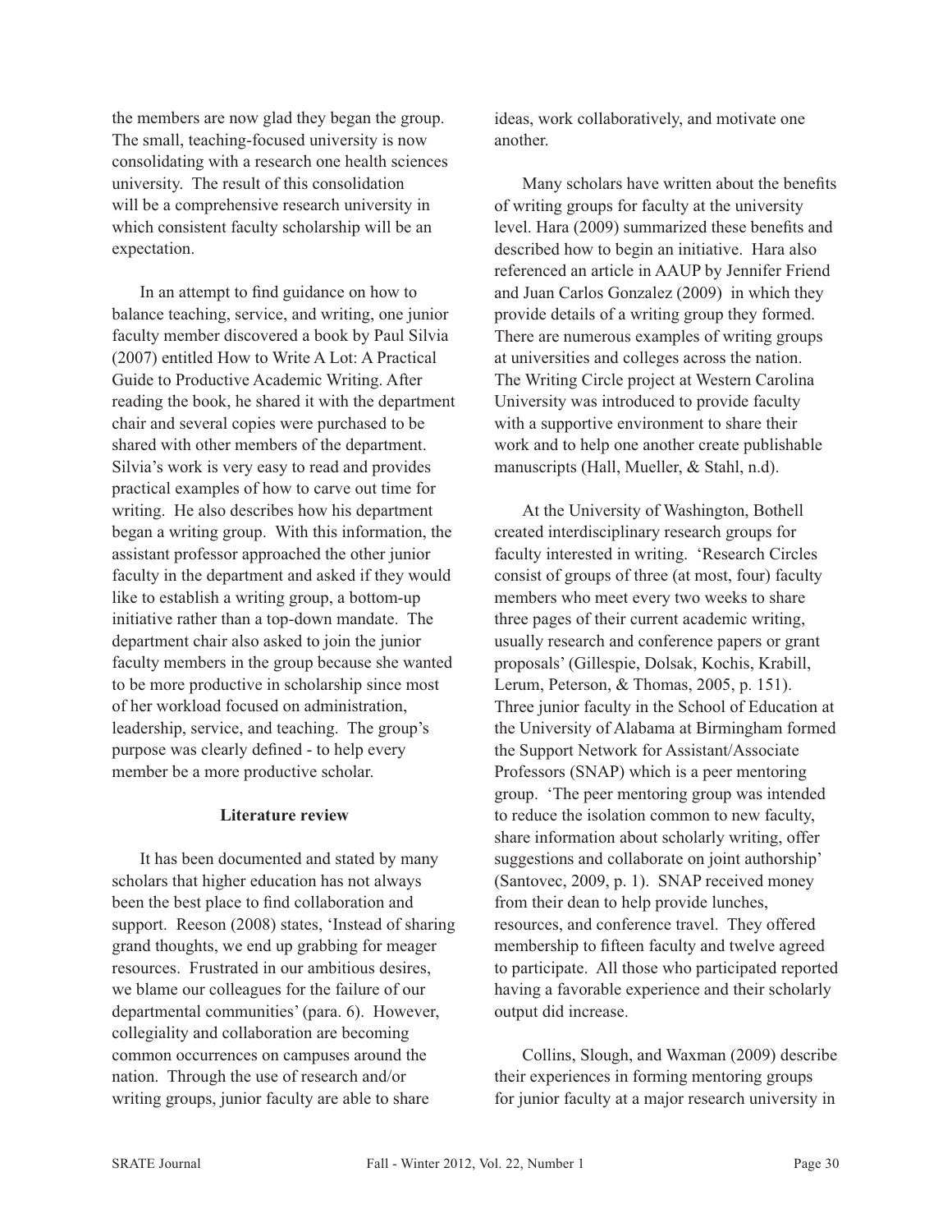the members are now glad they began the group. The small, teaching-focused university is now consolidating with a research one health sciences university. The result of this consolidation will be a comprehensive research university in which consistent faculty scholarship will be an expectation.

In an attempt to find guidance on how to balance teaching, service, and writing, one junior faculty member discovered a book by Paul Silvia (2007) entitled How to Write A Lot: A Practical Guide to Productive Academic Writing. After reading the book, he shared it with the department chair and several copies were purchased to be shared with other members of the department. Silvia's work is very easy to read and provides practical examples of how to carve out time for writing. He also describes how his department began a writing group. With this information, the assistant professor approached the other junior faculty in the department and asked if they would like to establish a writing group, a bottom-up initiative rather than a top-down mandate. The department chair also asked to join the junior faculty members in the group because she wanted to be more productive in scholarship since most of her workload focused on administration, leadership, service, and teaching. The group's purpose was clearly defined - to help every member be a more productive scholar.

## Literature review

It has been documented and stated by many scholars that higher education has not always been the best place to find collaboration and support. Reeson (2008) states, 'Instead of sharing grand thoughts, we end up grabbing for meager resources. Frustrated in our ambitious desires, we blame our colleagues for the failure of our departmental communities' (para. 6). However, collegiality and collaboration are becoming common occurrences on campuses around the nation. Through the use of research and/or writing groups, junior faculty are able to share ideas, work collaboratively, and motivate one another.

Many scholars have written about the benefits of writing groups for faculty at the university level. Hara (2009) summarized these benefits and described how to begin an initiative. Hara also referenced an article in AAUP by Jennifer Friend and Juan Carlos Gonzalez (2009) in which they provide details of a writing group they formed. There are numerous examples of writing groups at universities and colleges across the nation. The Writing Circle project at Western Carolina University was introduced to provide faculty with a supportive environment to share their work and to help one another create publishable manuscripts (Hall, Mueller, & Stahl, n.d).

At the University of Washington, Bothell created interdisciplinary research groups for faculty interested in writing. 'Research Circles consist of groups of three (at most, four) faculty members who meet every two weeks to share three pages of their current academic writing, usually research and conference papers or grant proposals' (Gillespie, Dolsak, Kochis, Krabill, Lerum, Peterson, & Thomas, 2005, p. 151). Three junior faculty in the School of Education at the University of Alabama at Birmingham formed the Support Network for Assistant/Associate Professors (SNAP) which is a peer mentoring group. 'The peer mentoring group was intended to reduce the isolation common to new faculty, share information about scholarly writing, offer suggestions and collaborate on joint authorship' (Santovec, 2009, p. 1). SNAP received money from their dean to help provide lunches, resources, and conference travel. They offered membership to fifteen faculty and twelve agreed to participate. All those who participated reported having a favorable experience and their scholarly output did increase.

Collins, Slough, and Waxman (2009) describe their experiences in forming mentoring groups for junior faculty at a major research university in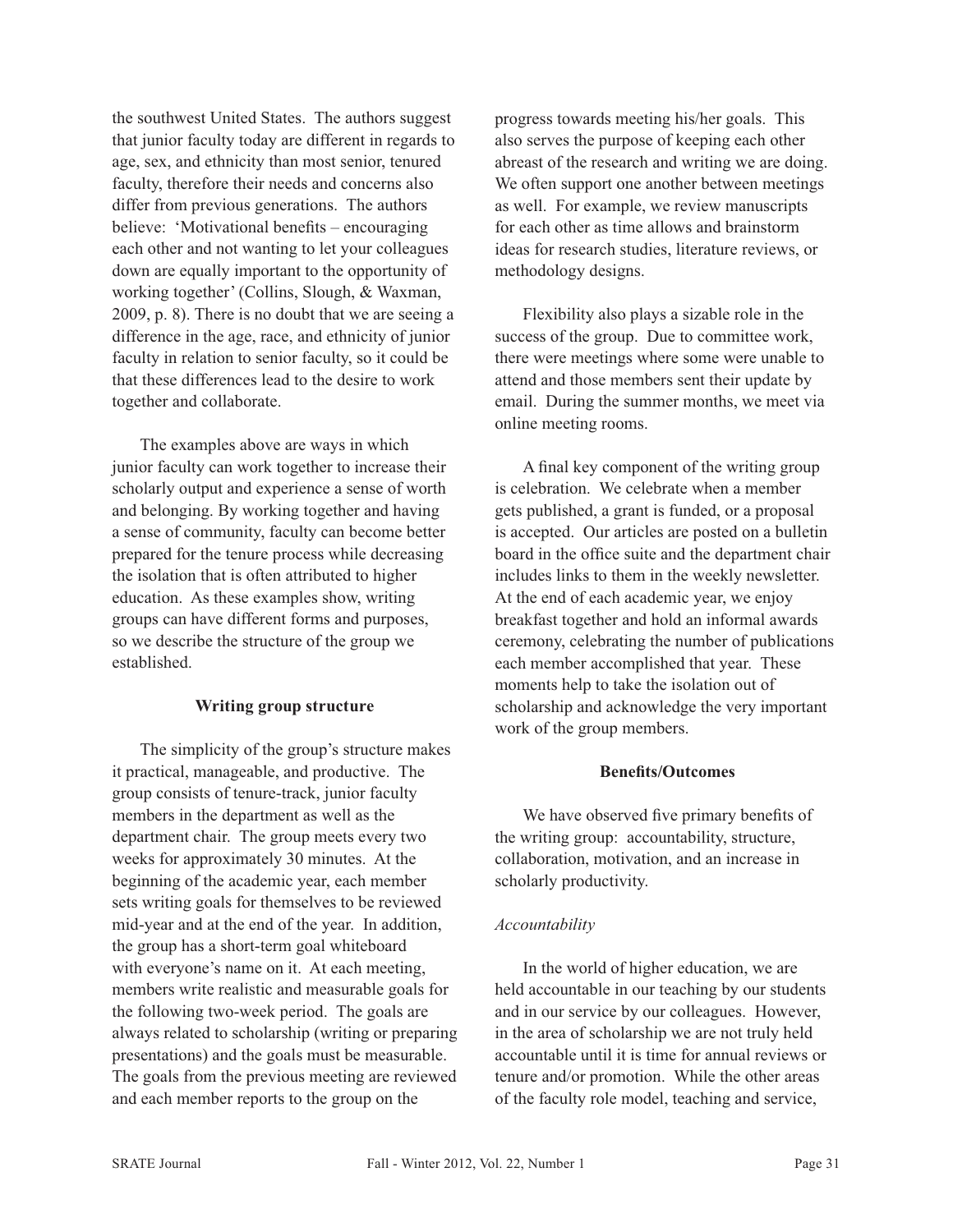the southwest United States. The authors suggest that junior faculty today are different in regards to age, sex, and ethnicity than most senior, tenured faculty, therefore their needs and concerns also differ from previous generations. The authors believe: 'Motivational benefits – encouraging each other and not wanting to let your colleagues down are equally important to the opportunity of working together' (Collins, Slough, & Waxman, 2009, p. 8). There is no doubt that we are seeing a difference in the age, race, and ethnicity of junior faculty in relation to senior faculty, so it could be that these differences lead to the desire to work together and collaborate.

The examples above are ways in which junior faculty can work together to increase their scholarly output and experience a sense of worth and belonging. By working together and having a sense of community, faculty can become better prepared for the tenure process while decreasing the isolation that is often attributed to higher education. As these examples show, writing groups can have different forms and purposes, so we describe the structure of the group we established.

## Writing group structure

The simplicity of the group's structure makes it practical, manageable, and productive. The group consists of tenure-track, junior faculty members in the department as well as the department chair. The group meets every two weeks for approximately 30 minutes. At the beginning of the academic year, each member sets writing goals for themselves to be reviewed mid-year and at the end of the year. In addition, the group has a short-term goal whiteboard with everyone's name on it. At each meeting, members write realistic and measurable goals for the following two-week period. The goals are always related to scholarship (writing or preparing presentations) and the goals must be measurable. The goals from the previous meeting are reviewed and each member reports to the group on the progress towards meeting his/her goals. This also serves the purpose of keeping each other abreast of the research and writing we are doing. We often support one another between meetings as well. For example, we review manuscripts for each other as time allows and brainstorm ideas for research studies, literature reviews, or methodology designs.

Flexibility also plays a sizable role in the success of the group. Due to committee work, there were meetings where some were unable to attend and those members sent their update by email. During the summer months, we meet via online meeting rooms.

A final key component of the writing group is celebration. We celebrate when a member gets published, a grant is funded, or a proposal is accepted. Our articles are posted on a bulletin board in the office suite and the department chair includes links to them in the weekly newsletter. At the end of each academic year, we enjoy breakfast together and hold an informal awards ceremony, celebrating the number of publications each member accomplished that year. These moments help to take the isolation out of scholarship and acknowledge the very important work of the group members.

## Benefits/Outcomes

We have observed five primary benefits of the writing group: accountability, structure, collaboration, motivation, and an increase in scholarly productivity.

### *Accountability*

In the world of higher education, we are held accountable in our teaching by our students and in our service by our colleagues. However, in the area of scholarship we are not truly held accountable until it is time for annual reviews or tenure and/or promotion. While the other areas of the faculty role model, teaching and service,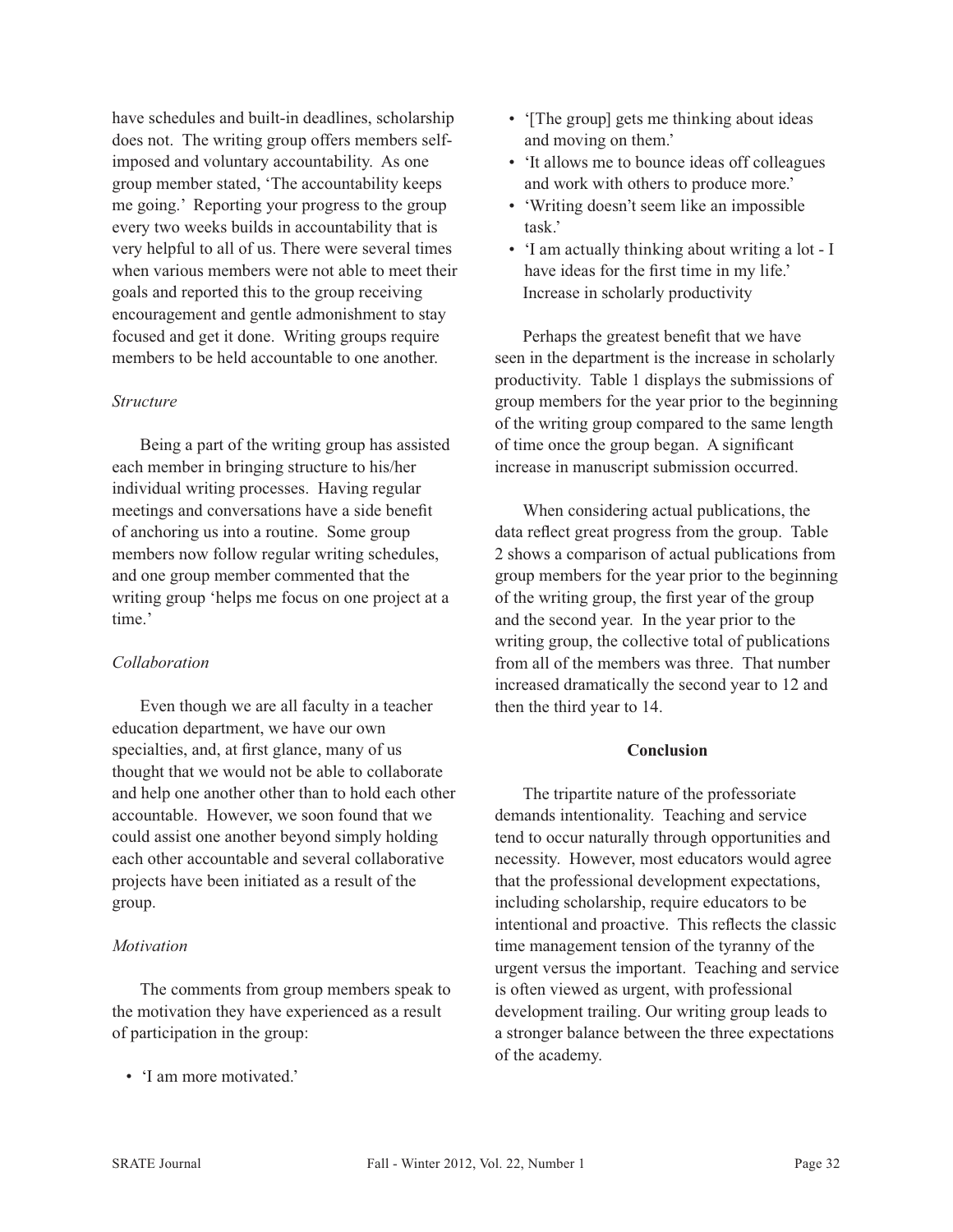have schedules and built-in deadlines, scholarship does not. The writing group offers members self-imposed and voluntary accountability. As one group member stated, 'The accountability keeps me going.' Reporting your progress to the group every two weeks builds in accountability that is very helpful to all of us. There were several times when various members were not able to meet their goals and reported this to the group receiving encouragement and gentle admonishment to stay focused and get it done. Writing groups require members to be held accountable to one another.

*Structure*

Being a part of the writing group has assisted each member in bringing structure to his/her individual writing processes. Having regular meetings and conversations have a side benefit of anchoring us into a routine. Some group members now follow regular writing schedules, and one group member commented that the writing group 'helps me focus on one project at a time.'

*Collaboration*

Even though we are all faculty in a teacher education department, we have our own specialties, and, at first glance, many of us thought that we would not be able to collaborate and help one another other than to hold each other accountable. However, we soon found that we could assist one another beyond simply holding each other accountable and several collaborative projects have been initiated as a result of the group.

*Motivation*

The comments from group members speak to the motivation they have experienced as a result of participation in the group:

- 'I am more motivated.'
- '[The group] gets me thinking about ideas and moving on them.'
- 'It allows me to bounce ideas off colleagues and work with others to produce more.'
- 'Writing doesn't seem like an impossible task.'
- 'I am actually thinking about writing a lot - I have ideas for the first time in my life.'

Increase in scholarly productivity

Perhaps the greatest benefit that we have seen in the department is the increase in scholarly productivity. Table 1 displays the submissions of group members for the year prior to the beginning of the writing group compared to the same length of time once the group began. A significant increase in manuscript submission occurred.

When considering actual publications, the data reflect great progress from the group. Table 2 shows a comparison of actual publications from group members for the year prior to the beginning of the writing group, the first year of the group and the second year. In the year prior to the writing group, the collective total of publications from all of the members was three. That number increased dramatically the second year to 12 and then the third year to 14.

**Conclusion**

The tripartite nature of the professoriate demands intentionality. Teaching and service tend to occur naturally through opportunities and necessity. However, most educators would agree that the professional development expectations, including scholarship, require educators to be intentional and proactive. This reflects the classic time management tension of the tyranny of the urgent versus the important. Teaching and service is often viewed as urgent, with professional development trailing. Our writing group leads to a stronger balance between the three expectations of the academy.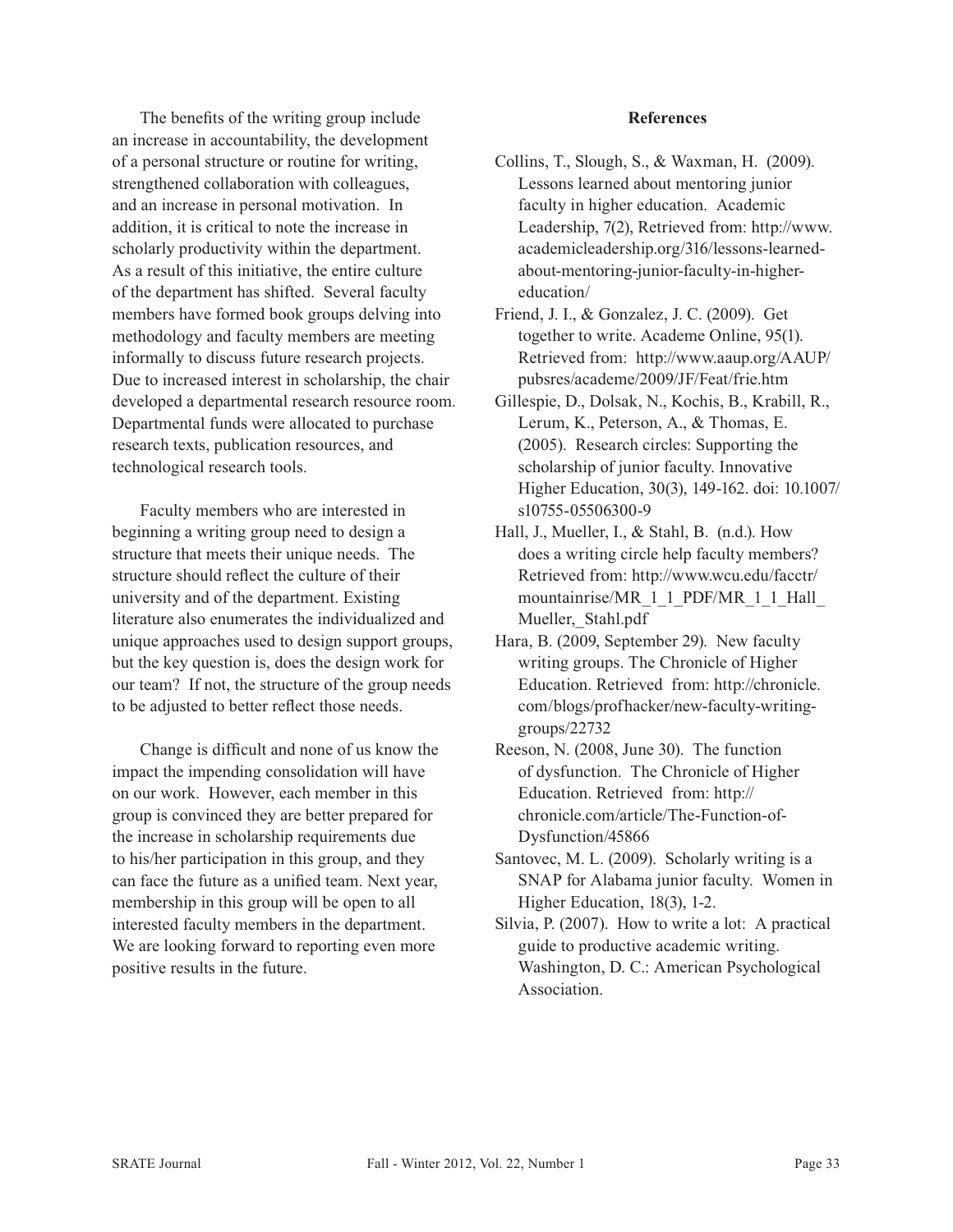The benefits of the writing group include an increase in accountability, the development of a personal structure or routine for writing, strengthened collaboration with colleagues, and an increase in personal motivation. In addition, it is critical to note the increase in scholarly productivity within the department. As a result of this initiative, the entire culture of the department has shifted. Several faculty members have formed book groups delving into methodology and faculty members are meeting informally to discuss future research projects. Due to increased interest in scholarship, the chair developed a departmental research resource room. Departmental funds were allocated to purchase research texts, publication resources, and technological research tools.

Faculty members who are interested in beginning a writing group need to design a structure that meets their unique needs. The structure should reflect the culture of their university and of the department. Existing literature also enumerates the individualized and unique approaches used to design support groups, but the key question is, does the design work for our team? If not, the structure of the group needs to be adjusted to better reflect those needs.

Change is difficult and none of us know the impact the impending consolidation will have on our work. However, each member in this group is convinced they are better prepared for the increase in scholarship requirements due to his/her participation in this group, and they can face the future as a unified team. Next year, membership in this group will be open to all interested faculty members in the department. We are looking forward to reporting even more positive results in the future.

## References

Collins, T., Slough, S., & Waxman, H. (2009). Lessons learned about mentoring junior faculty in higher education. Academic Leadership, 7(2), Retrieved from: http://www.academicleadership.org/316/lessons-learned-about-mentoring-junior-faculty-in-higher-education/

Friend, J. I., & Gonzalez, J. C. (2009). Get together to write. Academe Online, 95(1). Retrieved from: http://www.aaup.org/AAUP/pubsres/academe/2009/JF/Feat/frie.htm

Gillespie, D., Dolsak, N., Kochis, B., Krabill, R., Lerum, K., Peterson, A., & Thomas, E. (2005). Research circles: Supporting the scholarship of junior faculty. Innovative Higher Education, 30(3), 149-162. doi: 10.1007/s10755-05506300-9

Hall, J., Mueller, I., & Stahl, B. (n.d.). How does a writing circle help faculty members? Retrieved from: http://www.wcu.edu/facctr/mountainrise/MR_1_1_PDF/MR_1_1_Hall_Mueller,_Stahl.pdf

Hara, B. (2009, September 29). New faculty writing groups. The Chronicle of Higher Education. Retrieved from: http://chronicle.com/blogs/profhacker/new-faculty-writing-groups/22732

Reeson, N. (2008, June 30). The function of dysfunction. The Chronicle of Higher Education. Retrieved from: http://chronicle.com/article/The-Function-of-Dysfunction/45866

Santovec, M. L. (2009). Scholarly writing is a SNAP for Alabama junior faculty. Women in Higher Education, 18(3), 1-2.

Silvia, P. (2007). How to write a lot: A practical guide to productive academic writing. Washington, D. C.: American Psychological Association.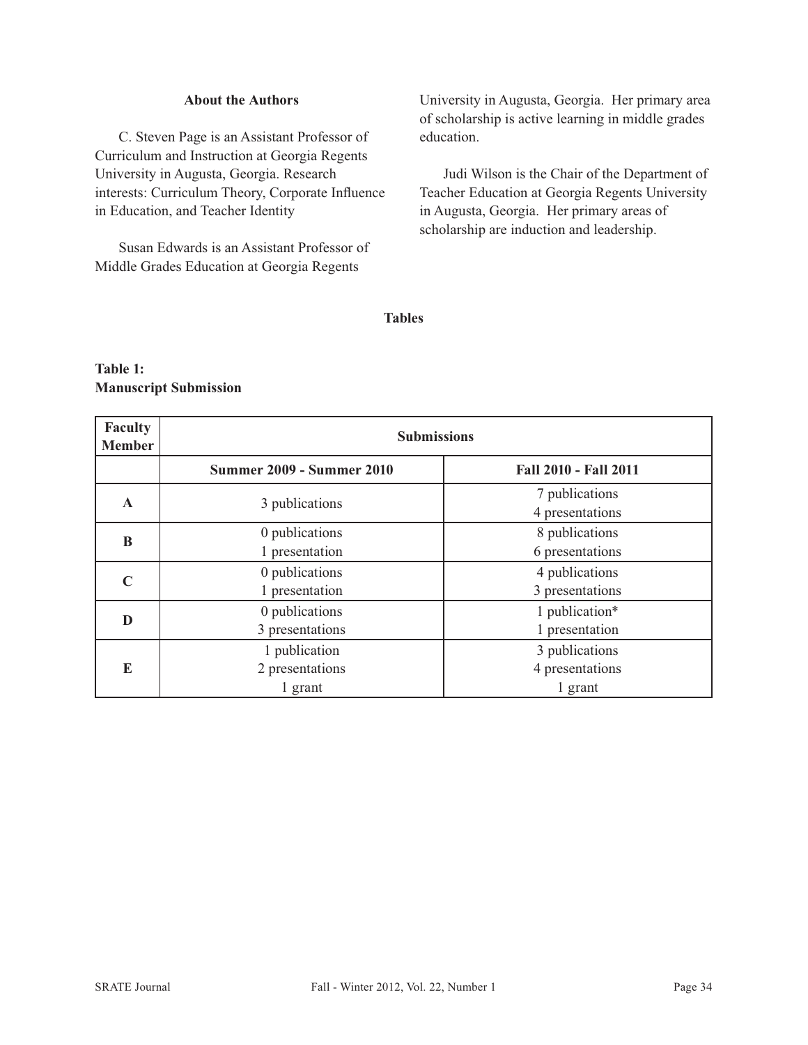### About the Authors

C. Steven Page is an Assistant Professor of Curriculum and Instruction at Georgia Regents University in Augusta, Georgia. Research interests: Curriculum Theory, Corporate Influence in Education, and Teacher Identity

Susan Edwards is an Assistant Professor of Middle Grades Education at Georgia Regents University in Augusta, Georgia. Her primary area of scholarship is active learning in middle grades education.

Judi Wilson is the Chair of the Department of Teacher Education at Georgia Regents University in Augusta, Georgia. Her primary areas of scholarship are induction and leadership.

## Tables

**Table 1:**
**Manuscript Submission**

| Faculty Member | Submissions | |
|---|---|---|
| | **Summer 2009 - Summer 2010** | **Fall 2010 - Fall 2011** |
| **A** | 3 publications | 7 publications<br>4 presentations |
| **B** | 0 publications<br>1 presentation | 8 publications<br>6 presentations |
| **C** | 0 publications<br>1 presentation | 4 publications<br>3 presentations |
| **D** | 0 publications<br>3 presentations | 1 publication*<br>1 presentation |
| **E** | 1 publication<br>2 presentations<br>1 grant | 3 publications<br>4 presentations<br>1 grant |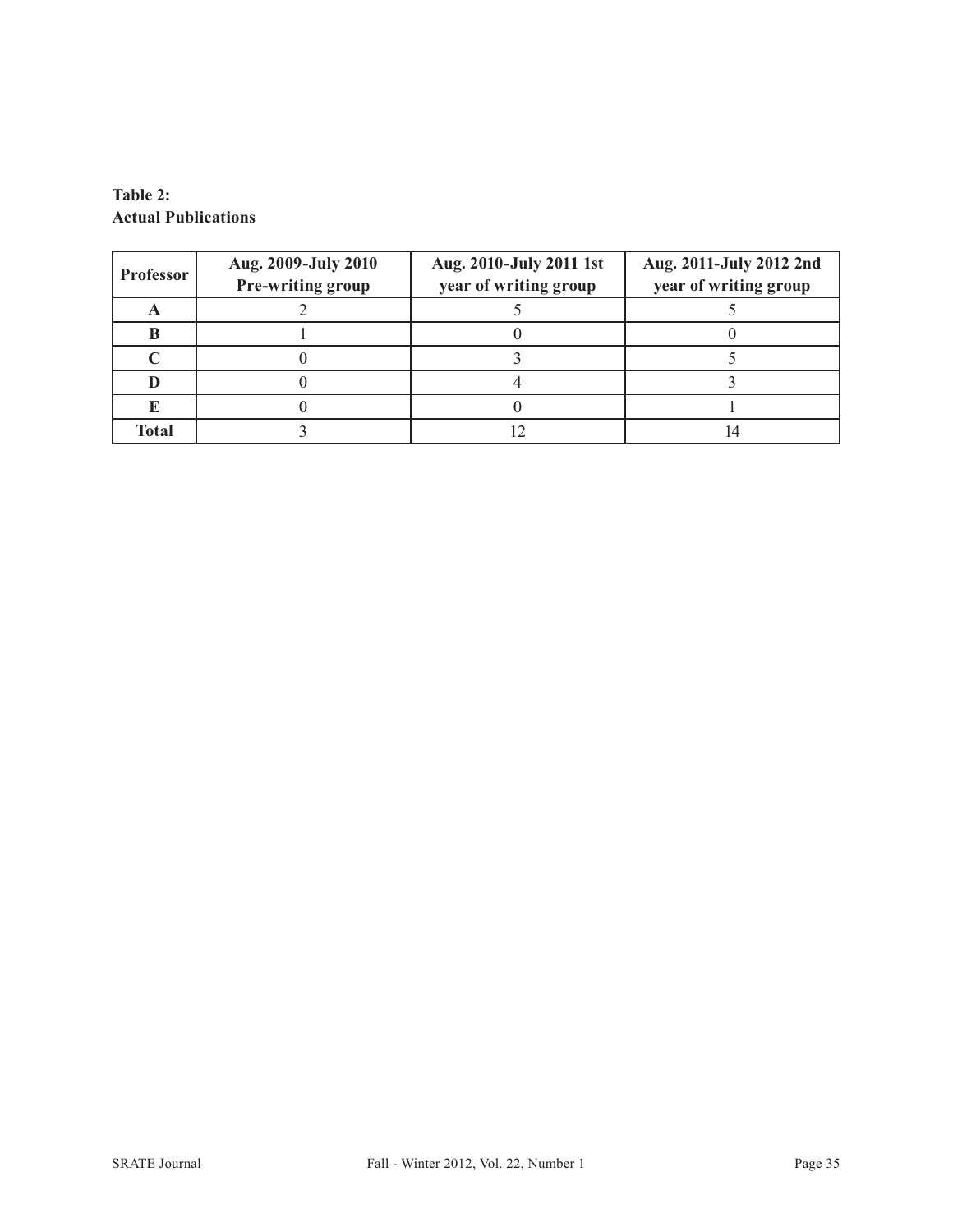**Table 2:**
**Actual Publications**

| Professor | Aug. 2009-July 2010 Pre-writing group | Aug. 2010-July 2011 1st year of writing group | Aug. 2011-July 2012 2nd year of writing group |
|---|---|---|---|
| **A** | 2 | 5 | 5 |
| **B** | 1 | 0 | 0 |
| **C** | 0 | 3 | 5 |
| **D** | 0 | 4 | 3 |
| **E** | 0 | 0 | 1 |
| **Total** | 3 | 12 | 14 |